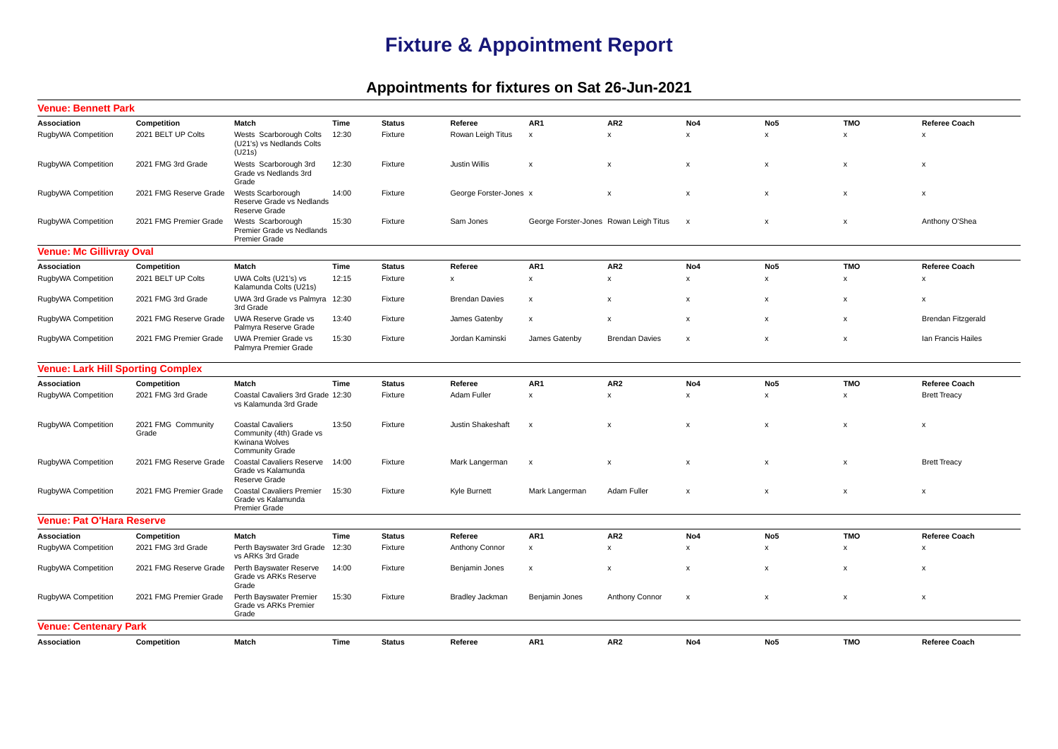# Fixture & Appointment Report

## Appointments for fixtures on Sat 26-Jun-2021

### Venue: Bennett Park

| Association | Competition | Match | Time | Status | Referee | AR1 | AR2 | No4 | No5 | TMO | Referee Coach |
|---|---|---|---|---|---|---|---|---|---|---|---|
| RugbyWA Competition | 2021 BELT UP Colts | Wests Scarborough Colts (U21's) vs Nedlands Colts (U21s) | 12:30 | Fixture | Rowan Leigh Titus | x | x | x | x | x | x |
| RugbyWA Competition | 2021 FMG 3rd Grade | Wests Scarborough 3rd Grade vs Nedlands 3rd Grade | 12:30 | Fixture | Justin Willis | x | x | x | x | x | x |
| RugbyWA Competition | 2021 FMG Reserve Grade | Wests Scarborough Reserve Grade vs Nedlands Reserve Grade | 14:00 | Fixture | George Forster-Jones | x | x | x | x | x | x |
| RugbyWA Competition | 2021 FMG Premier Grade | Wests Scarborough Premier Grade vs Nedlands Premier Grade | 15:30 | Fixture | Sam Jones | George Forster-Jones | Rowan Leigh Titus | x | x | x | Anthony O'Shea |

### Venue: Mc Gillivray Oval

| Association | Competition | Match | Time | Status | Referee | AR1 | AR2 | No4 | No5 | TMO | Referee Coach |
|---|---|---|---|---|---|---|---|---|---|---|---|
| RugbyWA Competition | 2021 BELT UP Colts | UWA Colts (U21's) vs Kalamunda Colts (U21s) | 12:15 | Fixture | x | x | x | x | x | x | x |
| RugbyWA Competition | 2021 FMG 3rd Grade | UWA 3rd Grade vs Palmyra 3rd Grade | 12:30 | Fixture | Brendan Davies | x | x | x | x | x | x |
| RugbyWA Competition | 2021 FMG Reserve Grade | UWA Reserve Grade vs Palmyra Reserve Grade | 13:40 | Fixture | James Gatenby | x | x | x | x | x | Brendan Fitzgerald |
| RugbyWA Competition | 2021 FMG Premier Grade | UWA Premier Grade vs Palmyra Premier Grade | 15:30 | Fixture | Jordan Kaminski | James Gatenby | Brendan Davies | x | x | x | Ian Francis Hailes |

### Venue: Lark Hill Sporting Complex

| Association | Competition | Match | Time | Status | Referee | AR1 | AR2 | No4 | No5 | TMO | Referee Coach |
|---|---|---|---|---|---|---|---|---|---|---|---|
| RugbyWA Competition | 2021 FMG 3rd Grade | Coastal Cavaliers 3rd Grade vs Kalamunda 3rd Grade | 12:30 | Fixture | Adam Fuller | x | x | x | x | x | Brett Treacy |
| RugbyWA Competition | 2021 FMG Community Grade | Coastal Cavaliers Community (4th) Grade vs Kwinana Wolves Community Grade | 13:50 | Fixture | Justin Shakeshaft | x | x | x | x | x | x |
| RugbyWA Competition | 2021 FMG Reserve Grade | Coastal Cavaliers Reserve Grade vs Kalamunda Reserve Grade | 14:00 | Fixture | Mark Langerman | x | x | x | x | x | Brett Treacy |
| RugbyWA Competition | 2021 FMG Premier Grade | Coastal Cavaliers Premier Grade vs Kalamunda Premier Grade | 15:30 | Fixture | Kyle Burnett | Mark Langerman | Adam Fuller | x | x | x | x |

### Venue: Pat O'Hara Reserve

| Association | Competition | Match | Time | Status | Referee | AR1 | AR2 | No4 | No5 | TMO | Referee Coach |
|---|---|---|---|---|---|---|---|---|---|---|---|
| RugbyWA Competition | 2021 FMG 3rd Grade | Perth Bayswater 3rd Grade vs ARKs 3rd Grade | 12:30 | Fixture | Anthony Connor | x | x | x | x | x | x |
| RugbyWA Competition | 2021 FMG Reserve Grade | Perth Bayswater Reserve Grade vs ARKs Reserve Grade | 14:00 | Fixture | Benjamin Jones | x | x | x | x | x | x |
| RugbyWA Competition | 2021 FMG Premier Grade | Perth Bayswater Premier Grade vs ARKs Premier Grade | 15:30 | Fixture | Bradley Jackman | Benjamin Jones | Anthony Connor | x | x | x | x |

### Venue: Centenary Park

| Association | Competition | Match | Time | Status | Referee | AR1 | AR2 | No4 | No5 | TMO | Referee Coach |
|---|---|---|---|---|---|---|---|---|---|---|---|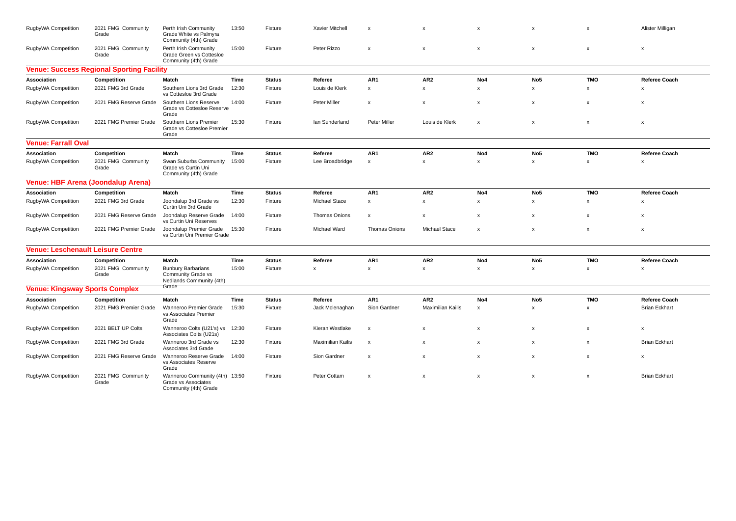| | | | | | | | | | | | |
|---|---|---|---|---|---|---|---|---|---|---|---|
| RugbyWA Competition | 2021 FMG Community Grade | Perth Irish Community Grade White vs Palmyra Community (4th) Grade | 13:50 | Fixture | Xavier Mitchell | x | x | x | x | x | Alister Milligan |
| RugbyWA Competition | 2021 FMG Community Grade | Perth Irish Community Grade Green vs Cottesloe Community (4th) Grade | 15:00 | Fixture | Peter Rizzo | x | x | x | x | x | x |

## Venue: Success Regional Sporting Facility

| Association | Competition | Match | Time | Status | Referee | AR1 | AR2 | No4 | No5 | TMO | Referee Coach |
|---|---|---|---|---|---|---|---|---|---|---|---|
| RugbyWA Competition | 2021 FMG 3rd Grade | Southern Lions 3rd Grade vs Cottesloe 3rd Grade | 12:30 | Fixture | Louis de Klerk | x | x | x | x | x | x |
| RugbyWA Competition | 2021 FMG Reserve Grade | Southern Lions Reserve Grade vs Cottesloe Reserve Grade | 14:00 | Fixture | Peter Miller | x | x | x | x | x | x |
| RugbyWA Competition | 2021 FMG Premier Grade | Southern Lions Premier Grade vs Cottesloe Premier Grade | 15:30 | Fixture | Ian Sunderland | Peter Miller | Louis de Klerk | x | x | x | x |

## Venue: Farrall Oval

| Association | Competition | Match | Time | Status | Referee | AR1 | AR2 | No4 | No5 | TMO | Referee Coach |
|---|---|---|---|---|---|---|---|---|---|---|---|
| RugbyWA Competition | 2021 FMG Community Grade | Swan Suburbs Community Grade vs Curtin Uni Community (4th) Grade | 15:00 | Fixture | Lee Broadbridge | x | x | x | x | x | x |

## Venue: HBF Arena (Joondalup Arena)

| Association | Competition | Match | Time | Status | Referee | AR1 | AR2 | No4 | No5 | TMO | Referee Coach |
|---|---|---|---|---|---|---|---|---|---|---|---|
| RugbyWA Competition | 2021 FMG 3rd Grade | Joondalup 3rd Grade vs Curtin Uni 3rd Grade | 12:30 | Fixture | Michael Stace | x | x | x | x | x | x |
| RugbyWA Competition | 2021 FMG Reserve Grade | Joondalup Reserve Grade vs Curtin Uni Reserves | 14:00 | Fixture | Thomas Onions | x | x | x | x | x | x |
| RugbyWA Competition | 2021 FMG Premier Grade | Joondalup Premier Grade vs Curtin Uni Premier Grade | 15:30 | Fixture | Michael Ward | Thomas Onions | Michael Stace | x | x | x | x |

## Venue: Leschenault Leisure Centre

| Association | Competition | Match | Time | Status | Referee | AR1 | AR2 | No4 | No5 | TMO | Referee Coach |
|---|---|---|---|---|---|---|---|---|---|---|---|
| RugbyWA Competition | 2021 FMG Community Grade | Bunbury Barbarians Community Grade vs Nedlands Community (4th) Grade | 15:00 | Fixture | x | x | x | x | x | x | x |

## Venue: Kingsway Sports Complex

| Association | Competition | Match | Time | Status | Referee | AR1 | AR2 | No4 | No5 | TMO | Referee Coach |
|---|---|---|---|---|---|---|---|---|---|---|---|
| RugbyWA Competition | 2021 FMG Premier Grade | Wanneroo Premier Grade vs Associates Premier Grade | 15:30 | Fixture | Jack Mclenaghan | Sion Gardner | Maximilian Kailis | x | x | x | Brian Eckhart |
| RugbyWA Competition | 2021 BELT UP Colts | Wanneroo Colts (U21's) vs Associates Colts (U21s) | 12:30 | Fixture | Kieran Westlake | x | x | x | x | x | x |
| RugbyWA Competition | 2021 FMG 3rd Grade | Wanneroo 3rd Grade vs Associates 3rd Grade | 12:30 | Fixture | Maximilian Kailis | x | x | x | x | x | Brian Eckhart |
| RugbyWA Competition | 2021 FMG Reserve Grade | Wanneroo Reserve Grade vs Associates Reserve Grade | 14:00 | Fixture | Sion Gardner | x | x | x | x | x | x |
| RugbyWA Competition | 2021 FMG Community Grade | Wanneroo Community (4th) Grade vs Associates Community (4th) Grade | 13:50 | Fixture | Peter Cottam | x | x | x | x | x | Brian Eckhart |